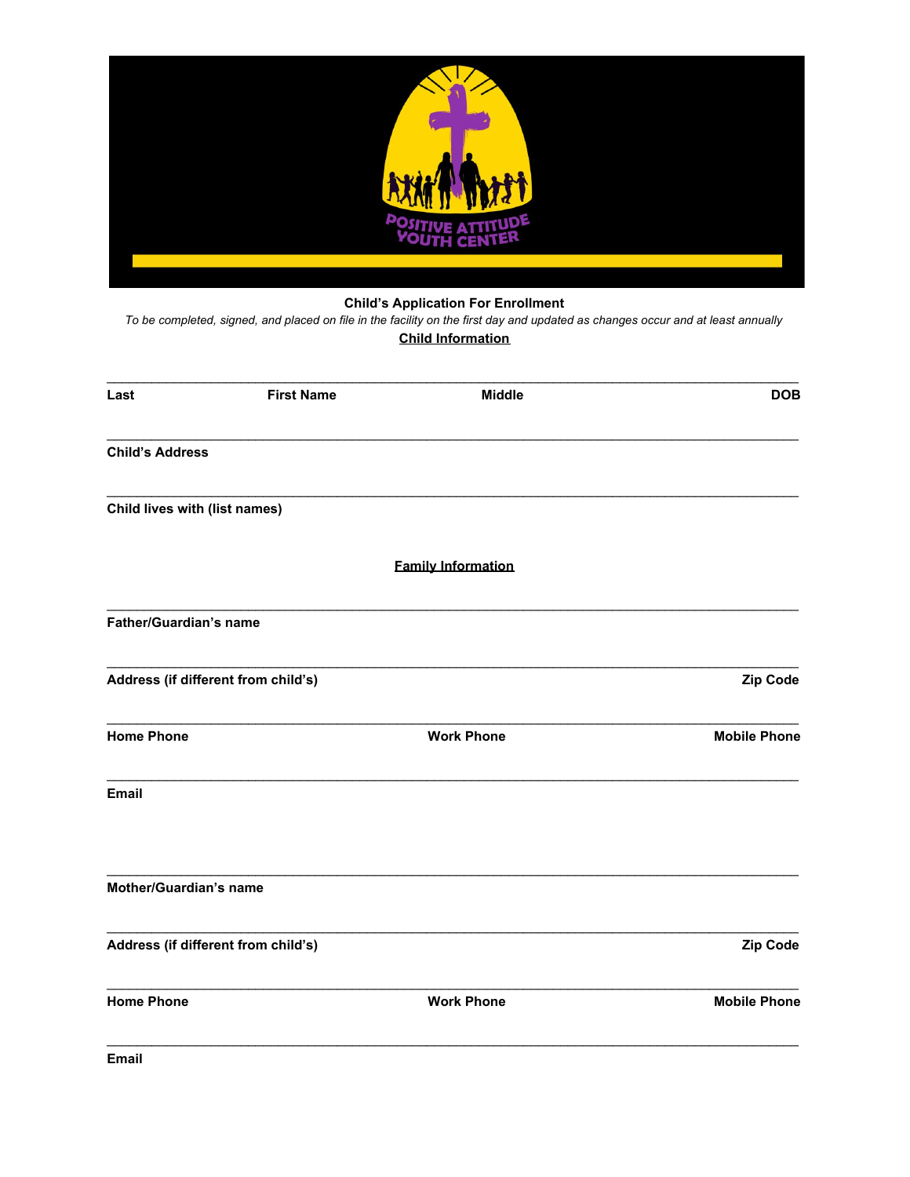POSITIVE ATTITUDE YOUTH CENTER

## Child's Application For Enrollment

*To be completed, signed, and placed on file in the facility on the first day and updated as changes occur and at least annually*

### Child Information

______________________________________________________________________________

**Last** **First Name** **Middle** **DOB**

______________________________________________________________________________

**Child's Address**

______________________________________________________________________________

**Child lives with (list names)**

### Family Information

______________________________________________________________________________

**Father/Guardian's name**

______________________________________________________________________________

**Address (if different from child's)** **Zip Code**

______________________________________________________________________________

**Home Phone** **Work Phone** **Mobile Phone**

______________________________________________________________________________

**Email**

______________________________________________________________________________

**Mother/Guardian's name**

______________________________________________________________________________

**Address (if different from child's)** **Zip Code**

______________________________________________________________________________

**Home Phone** **Work Phone** **Mobile Phone**

______________________________________________________________________________

**Email**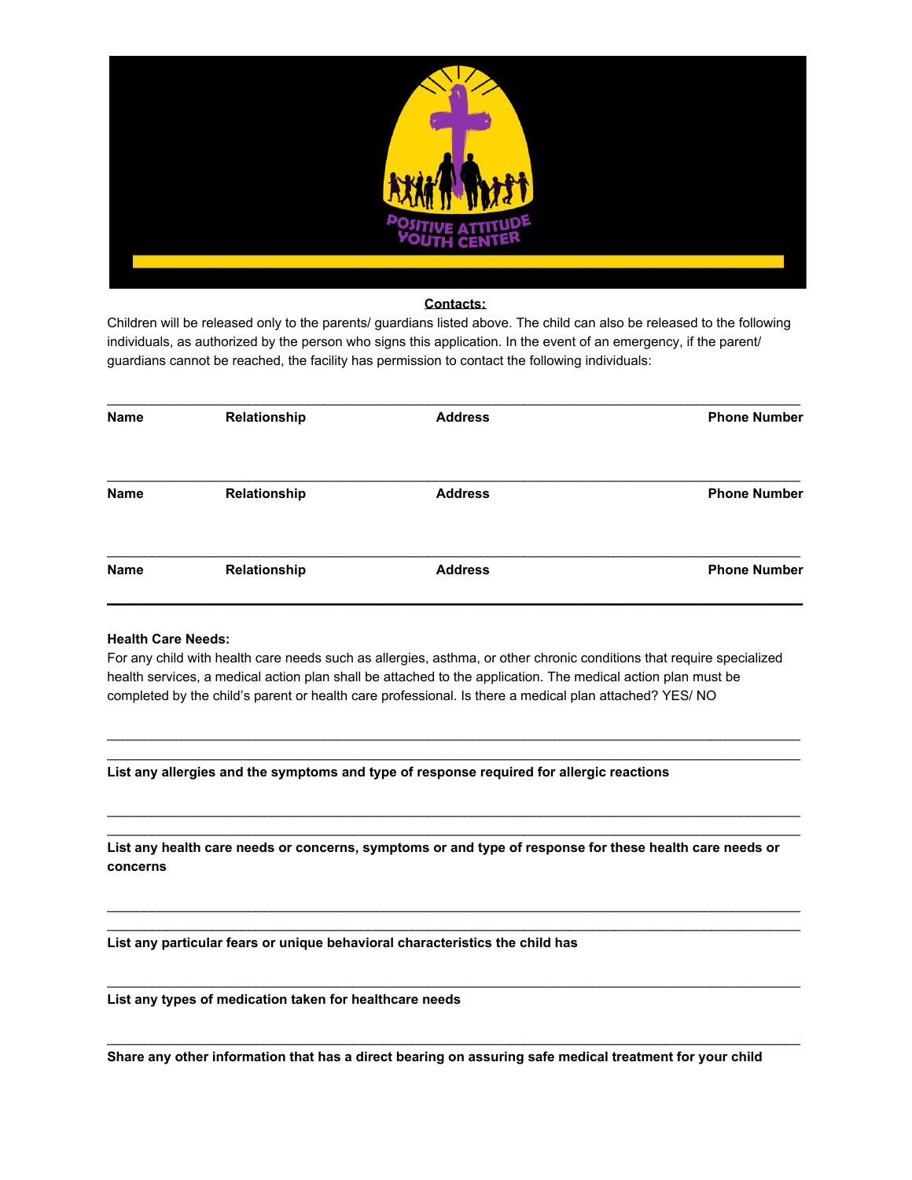**Contacts:**

Children will be released only to the parents/ guardians listed above. The child can also be released to the following individuals, as authorized by the person who signs this application. In the event of an emergency, if the parent/ guardians cannot be reached, the facility has permission to contact the following individuals:

______________________________________________________________________________

| Name | Relationship | Address | Phone Number |
|---|---|---|---|

______________________________________________________________________________

| Name | Relationship | Address | Phone Number |
|---|---|---|---|

______________________________________________________________________________

| Name | Relationship | Address | Phone Number |
|---|---|---|---|

______________________________________________________________________________

**Health Care Needs:**

For any child with health care needs such as allergies, asthma, or other chronic conditions that require specialized health services, a medical action plan shall be attached to the application. The medical action plan must be completed by the child's parent or health care professional. Is there a medical plan attached? YES/ NO

______________________________________________________________________________

______________________________________________________________________________

**List any allergies and the symptoms and type of response required for allergic reactions**

______________________________________________________________________________

______________________________________________________________________________

**List any health care needs or concerns, symptoms or and type of response for these health care needs or concerns**

______________________________________________________________________________

______________________________________________________________________________

**List any particular fears or unique behavioral characteristics the child has**

______________________________________________________________________________

**List any types of medication taken for healthcare needs**

______________________________________________________________________________

**Share any other information that has a direct bearing on assuring safe medical treatment for your child**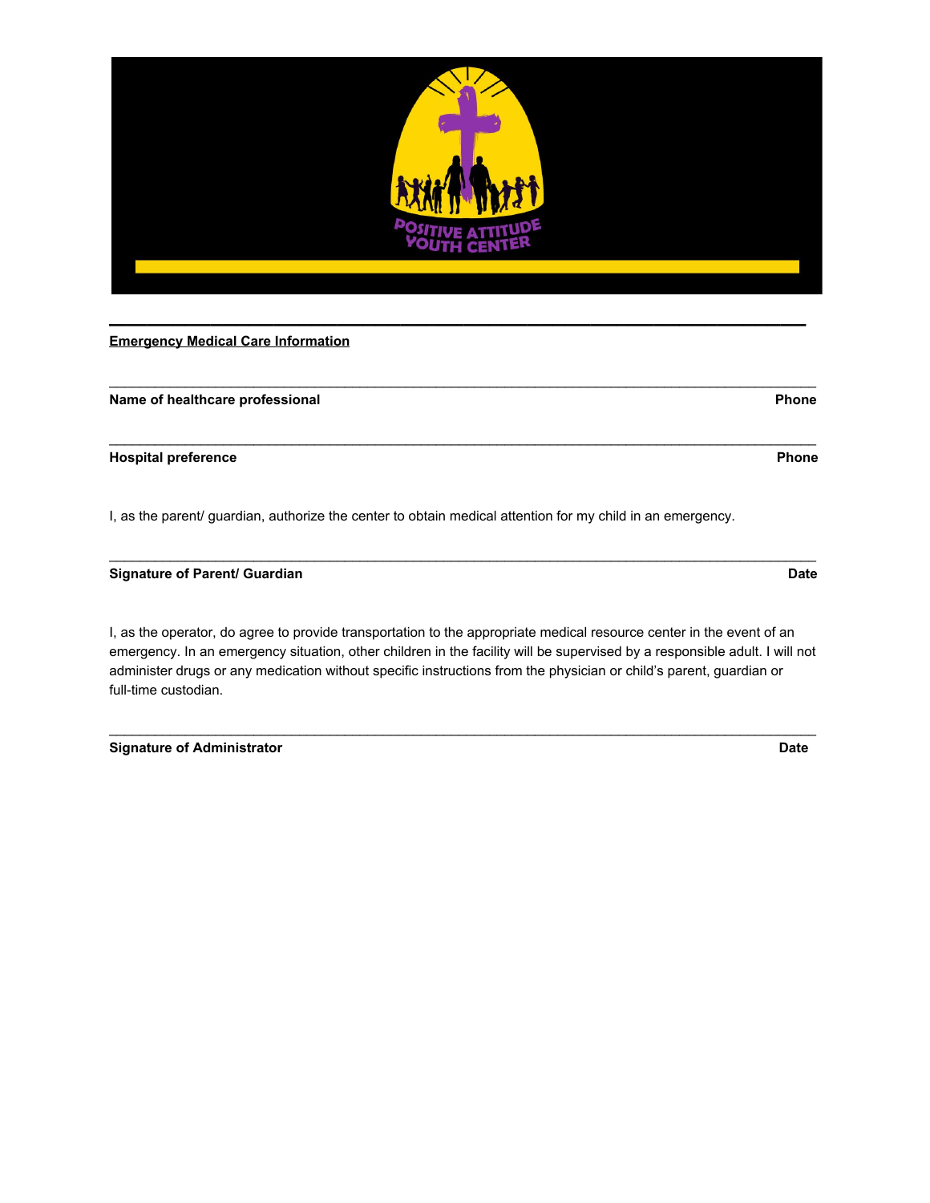POSITIVE ATTITUDE YOUTH CENTER

**Emergency Medical Care Information**

_______________________________________________________________________________

**Name of healthcare professional** **Phone**

_______________________________________________________________________________

**Hospital preference** **Phone**

I, as the parent/ guardian, authorize the center to obtain medical attention for my child in an emergency.

_______________________________________________________________________________

**Signature of Parent/ Guardian** **Date**

I, as the operator, do agree to provide transportation to the appropriate medical resource center in the event of an emergency. In an emergency situation, other children in the facility will be supervised by a responsible adult. I will not administer drugs or any medication without specific instructions from the physician or child's parent, guardian or full-time custodian.

_______________________________________________________________________________

**Signature of Administrator** **Date**